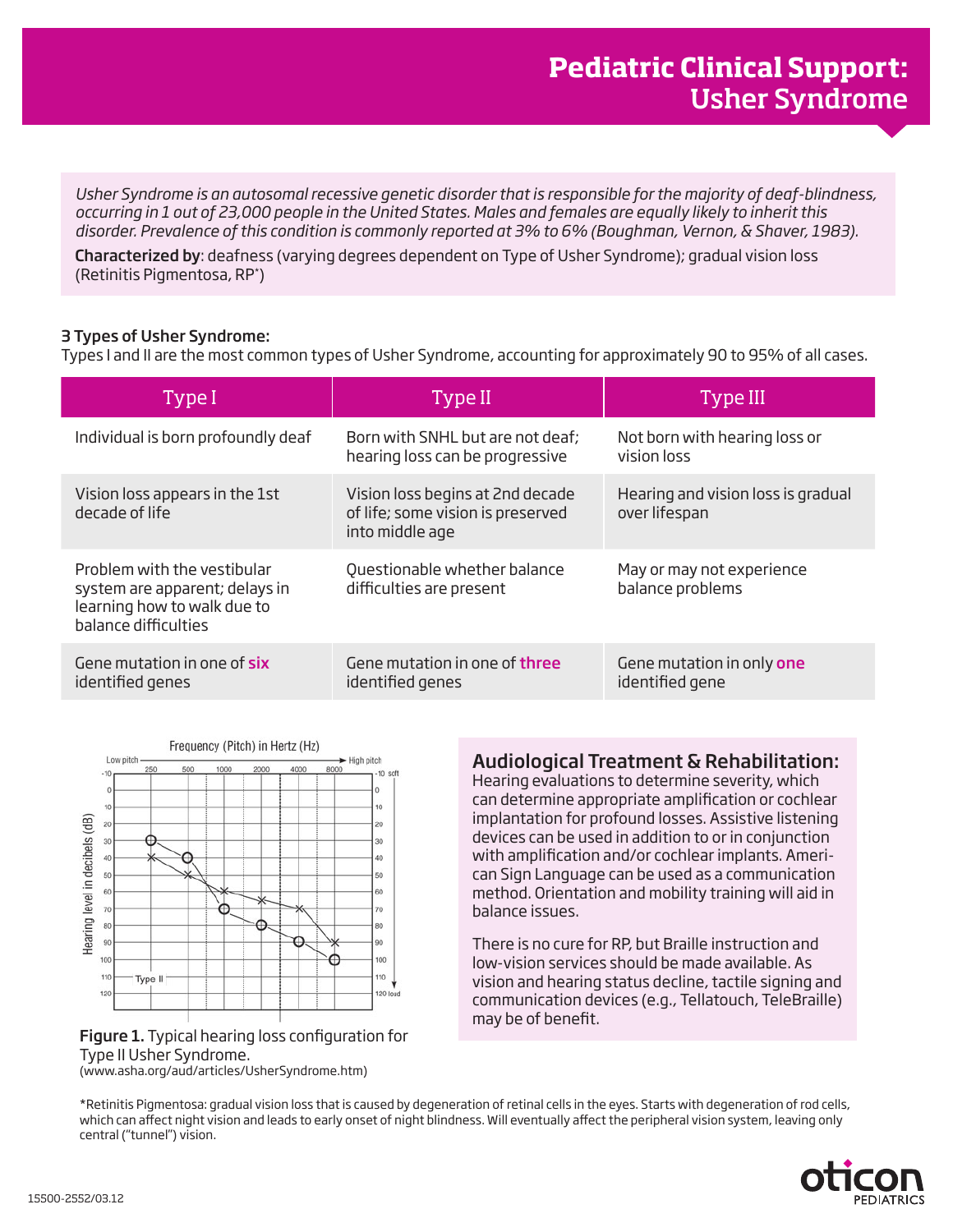# Pediatric Clinical Support: Usher Syndrome

*Usher Syndrome is an autosomal recessive genetic disorder that is responsible for the majority of deaf-blindness, occurring in 1 out of 23,000 people in the United States. Males and females are equally likely to inherit this disorder. Prevalence of this condition is commonly reported at 3% to 6% (Boughman, Vernon, & Shaver, 1983).*

**Characterized by**: deafness (varying degrees dependent on Type of Usher Syndrome); gradual vision loss (Retinitis Pigmentosa, RP*)

### 3 Types of Usher Syndrome:

Types I and II are the most common types of Usher Syndrome, accounting for approximately 90 to 95% of all cases.

| Type I | Type II | Type III |
|---|---|---|
| Individual is born profoundly deaf | Born with SNHL but are not deaf; hearing loss can be progressive | Not born with hearing loss or vision loss |
| Vision loss appears in the 1st decade of life | Vision loss begins at 2nd decade of life; some vision is preserved into middle age | Hearing and vision loss is gradual over lifespan |
| Problem with the vestibular system are apparent; delays in learning how to walk due to balance difficulties | Questionable whether balance difficulties are present | May or may not experience balance problems |
| Gene mutation in one of **six** identified genes | Gene mutation in one of **three** identified genes | Gene mutation in only **one** identified gene |

**Figure 1.** Typical hearing loss configuration for Type II Usher Syndrome.
(www.asha.org/aud/articles/UsherSyndrome.htm)

### Audiological Treatment & Rehabilitation:

Hearing evaluations to determine severity, which can determine appropriate amplification or cochlear implantation for profound losses. Assistive listening devices can be used in addition to or in conjunction with amplification and/or cochlear implants. American Sign Language can be used as a communication method. Orientation and mobility training will aid in balance issues.

There is no cure for RP, but Braille instruction and low-vision services should be made available. As vision and hearing status decline, tactile signing and communication devices (e.g., Tellatouch, TeleBraille) may be of benefit.

*Retinitis Pigmentosa: gradual vision loss that is caused by degeneration of retinal cells in the eyes. Starts with degeneration of rod cells, which can affect night vision and leads to early onset of night blindness. Will eventually affect the peripheral vision system, leaving only central ("tunnel") vision.

15500-2552/03.12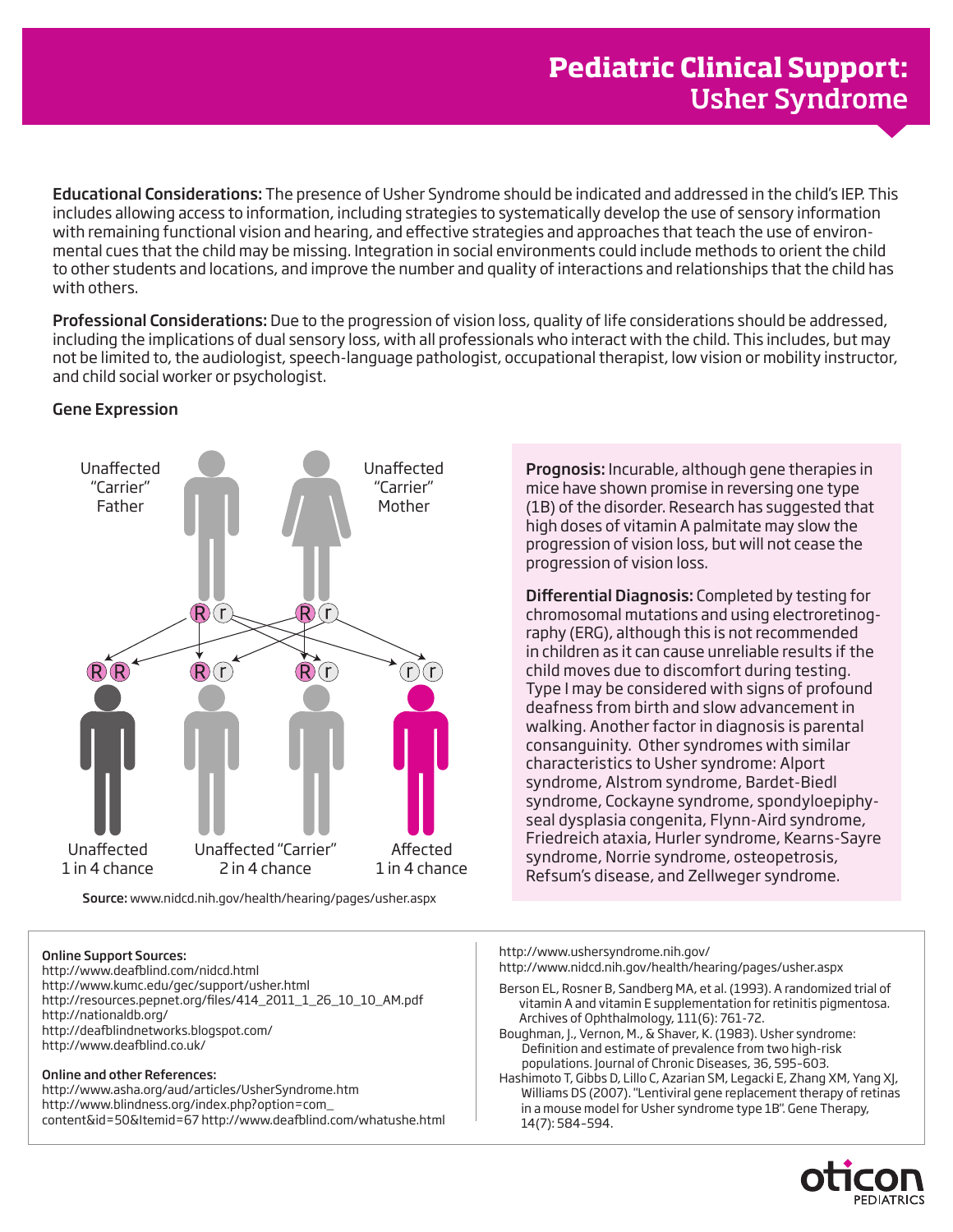# Pediatric Clinical Support: Usher Syndrome

**Educational Considerations:** The presence of Usher Syndrome should be indicated and addressed in the child's IEP. This includes allowing access to information, including strategies to systematically develop the use of sensory information with remaining functional vision and hearing, and effective strategies and approaches that teach the use of environmental cues that the child may be missing. Integration in social environments could include methods to orient the child to other students and locations, and improve the number and quality of interactions and relationships that the child has with others.

**Professional Considerations:** Due to the progression of vision loss, quality of life considerations should be addressed, including the implications of dual sensory loss, with all professionals who interact with the child. This includes, but may not be limited to, the audiologist, speech-language pathologist, occupational therapist, low vision or mobility instructor, and child social worker or psychologist.

## Gene Expression

Unaffected "Carrier" Father

Unaffected "Carrier" Mother

R r

R r

R R

R r

R r

r r

Unaffected
1 in 4 chance

Unaffected "Carrier"
2 in 4 chance

Affected
1 in 4 chance

**Source:** www.nidcd.nih.gov/health/hearing/pages/usher.aspx

**Prognosis:** Incurable, although gene therapies in mice have shown promise in reversing one type (1B) of the disorder. Research has suggested that high doses of vitamin A palmitate may slow the progression of vision loss, but will not cease the progression of vision loss.

**Differential Diagnosis:** Completed by testing for chromosomal mutations and using electroretinography (ERG), although this is not recommended in children as it can cause unreliable results if the child moves due to discomfort during testing. Type I may be considered with signs of profound deafness from birth and slow advancement in walking. Another factor in diagnosis is parental consanguinity. Other syndromes with similar characteristics to Usher syndrome: Alport syndrome, Alstrom syndrome, Bardet-Biedl syndrome, Cockayne syndrome, spondyloepiphyseal dysplasia congenita, Flynn-Aird syndrome, Friedreich ataxia, Hurler syndrome, Kearns-Sayre syndrome, Norrie syndrome, osteopetrosis, Refsum's disease, and Zellweger syndrome.

**Online Support Sources:**

http://www.deafblind.com/nidcd.html
http://www.kumc.edu/gec/support/usher.html
http://resources.pepnet.org/files/414_2011_1_26_10_10_AM.pdf
http://nationaldb.org/
http://deafblindnetworks.blogspot.com/
http://www.deafblind.co.uk/

**Online and other References:**

http://www.asha.org/aud/articles/UsherSyndrome.htm
http://www.blindness.org/index.php?option=com_content&id=50&Itemid=67 http://www.deafblind.com/whatushe.html
http://www.ushersyndrome.nih.gov/
http://www.nidcd.nih.gov/health/hearing/pages/usher.aspx

Berson EL, Rosner B, Sandberg MA, et al. (1993). A randomized trial of vitamin A and vitamin E supplementation for retinitis pigmentosa. Archives of Ophthalmology, 111(6): 761-72.

Boughman, J., Vernon, M., & Shaver, K. (1983). Usher syndrome: Definition and estimate of prevalence from two high-risk populations. Journal of Chronic Diseases, 36, 595-603.

Hashimoto T, Gibbs D, Lillo C, Azarian SM, Legacki E, Zhang XM, Yang XJ, Williams DS (2007). "Lentiviral gene replacement therapy of retinas in a mouse model for Usher syndrome type 1B". Gene Therapy, 14(7): 584-594.